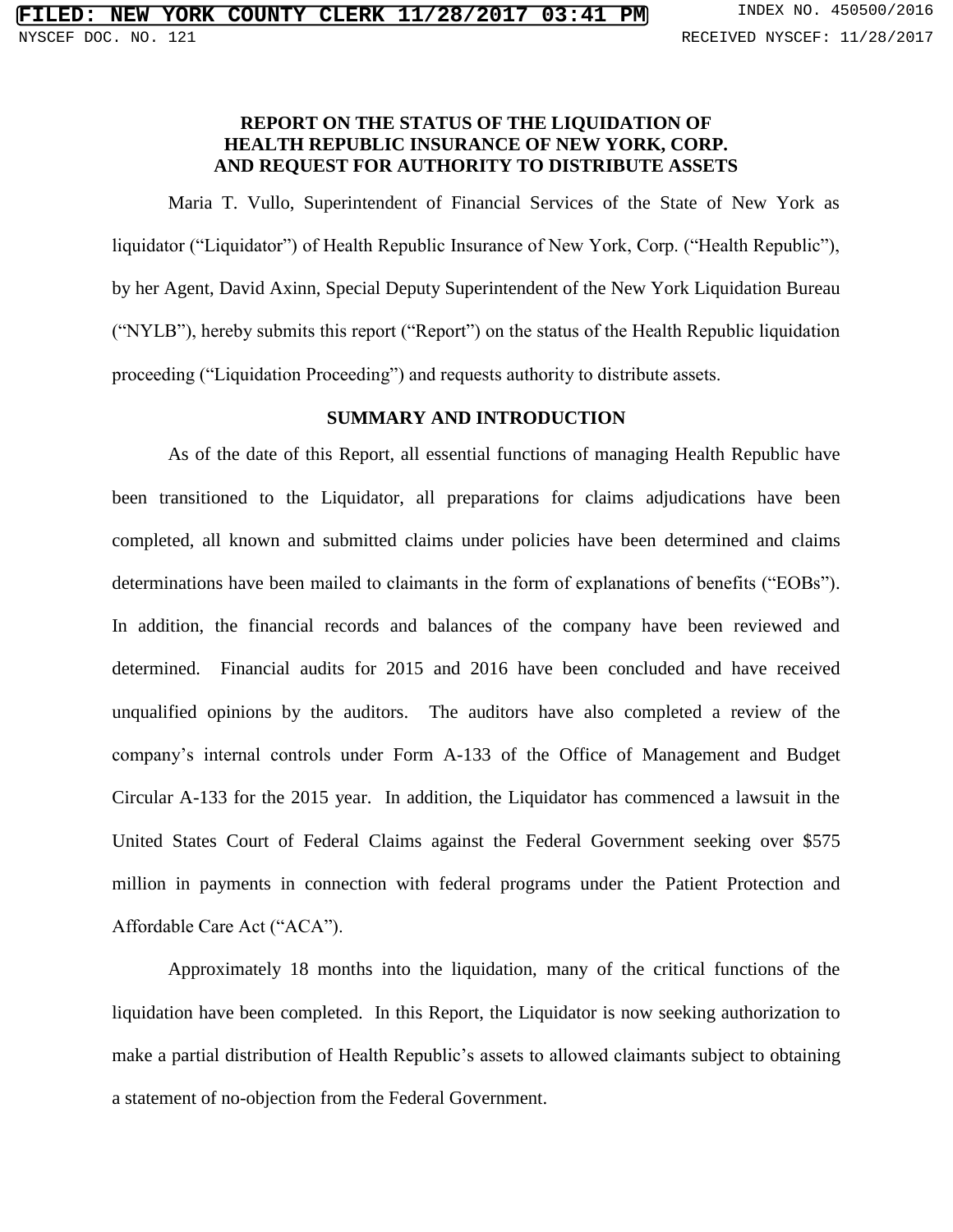# REPORT ON THE STATUS OF THE LIQUIDATION OF HEALTH REPUBLIC INSURANCE OF NEW YORK, CORP. AND REQUEST FOR AUTHORITY TO DISTRIBUTE ASSETS

Maria T. Vullo, Superintendent of Financial Services of the State of New York as liquidator ("Liquidator") of Health Republic Insurance of New York, Corp. ("Health Republic"), by her Agent, David Axinn, Special Deputy Superintendent of the New York Liquidation Bureau ("NYLB"), hereby submits this report ("Report") on the status of the Health Republic liquidation proceeding ("Liquidation Proceeding") and requests authority to distribute assets.

## SUMMARY AND INTRODUCTION

As of the date of this Report, all essential functions of managing Health Republic have been transitioned to the Liquidator, all preparations for claims adjudications have been completed, all known and submitted claims under policies have been determined and claims determinations have been mailed to claimants in the form of explanations of benefits ("EOBs"). In addition, the financial records and balances of the company have been reviewed and determined. Financial audits for 2015 and 2016 have been concluded and have received unqualified opinions by the auditors. The auditors have also completed a review of the company's internal controls under Form A-133 of the Office of Management and Budget Circular A-133 for the 2015 year. In addition, the Liquidator has commenced a lawsuit in the United States Court of Federal Claims against the Federal Government seeking over $575 million in payments in connection with federal programs under the Patient Protection and Affordable Care Act ("ACA").

Approximately 18 months into the liquidation, many of the critical functions of the liquidation have been completed. In this Report, the Liquidator is now seeking authorization to make a partial distribution of Health Republic's assets to allowed claimants subject to obtaining a statement of no-objection from the Federal Government.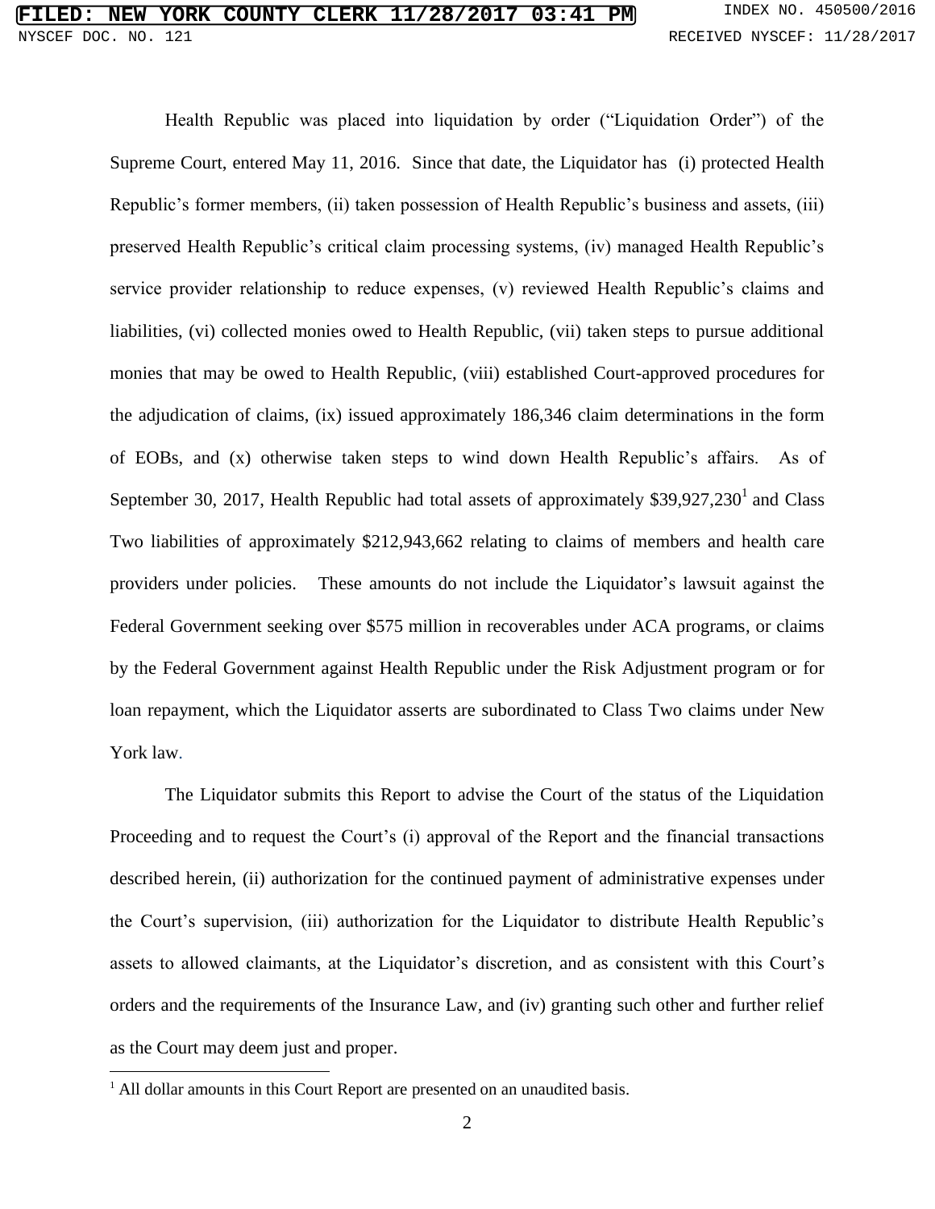Health Republic was placed into liquidation by order ("Liquidation Order") of the Supreme Court, entered May 11, 2016. Since that date, the Liquidator has (i) protected Health Republic's former members, (ii) taken possession of Health Republic's business and assets, (iii) preserved Health Republic's critical claim processing systems, (iv) managed Health Republic's service provider relationship to reduce expenses, (v) reviewed Health Republic's claims and liabilities, (vi) collected monies owed to Health Republic, (vii) taken steps to pursue additional monies that may be owed to Health Republic, (viii) established Court-approved procedures for the adjudication of claims, (ix) issued approximately 186,346 claim determinations in the form of EOBs, and (x) otherwise taken steps to wind down Health Republic's affairs. As of September 30, 2017, Health Republic had total assets of approximately $39,927,230[1] and Class Two liabilities of approximately $212,943,662 relating to claims of members and health care providers under policies. These amounts do not include the Liquidator's lawsuit against the Federal Government seeking over $575 million in recoverables under ACA programs, or claims by the Federal Government against Health Republic under the Risk Adjustment program or for loan repayment, which the Liquidator asserts are subordinated to Class Two claims under New York law.

The Liquidator submits this Report to advise the Court of the status of the Liquidation Proceeding and to request the Court's (i) approval of the Report and the financial transactions described herein, (ii) authorization for the continued payment of administrative expenses under the Court's supervision, (iii) authorization for the Liquidator to distribute Health Republic's assets to allowed claimants, at the Liquidator's discretion, and as consistent with this Court's orders and the requirements of the Insurance Law, and (iv) granting such other and further relief as the Court may deem just and proper.

[1] All dollar amounts in this Court Report are presented on an unaudited basis.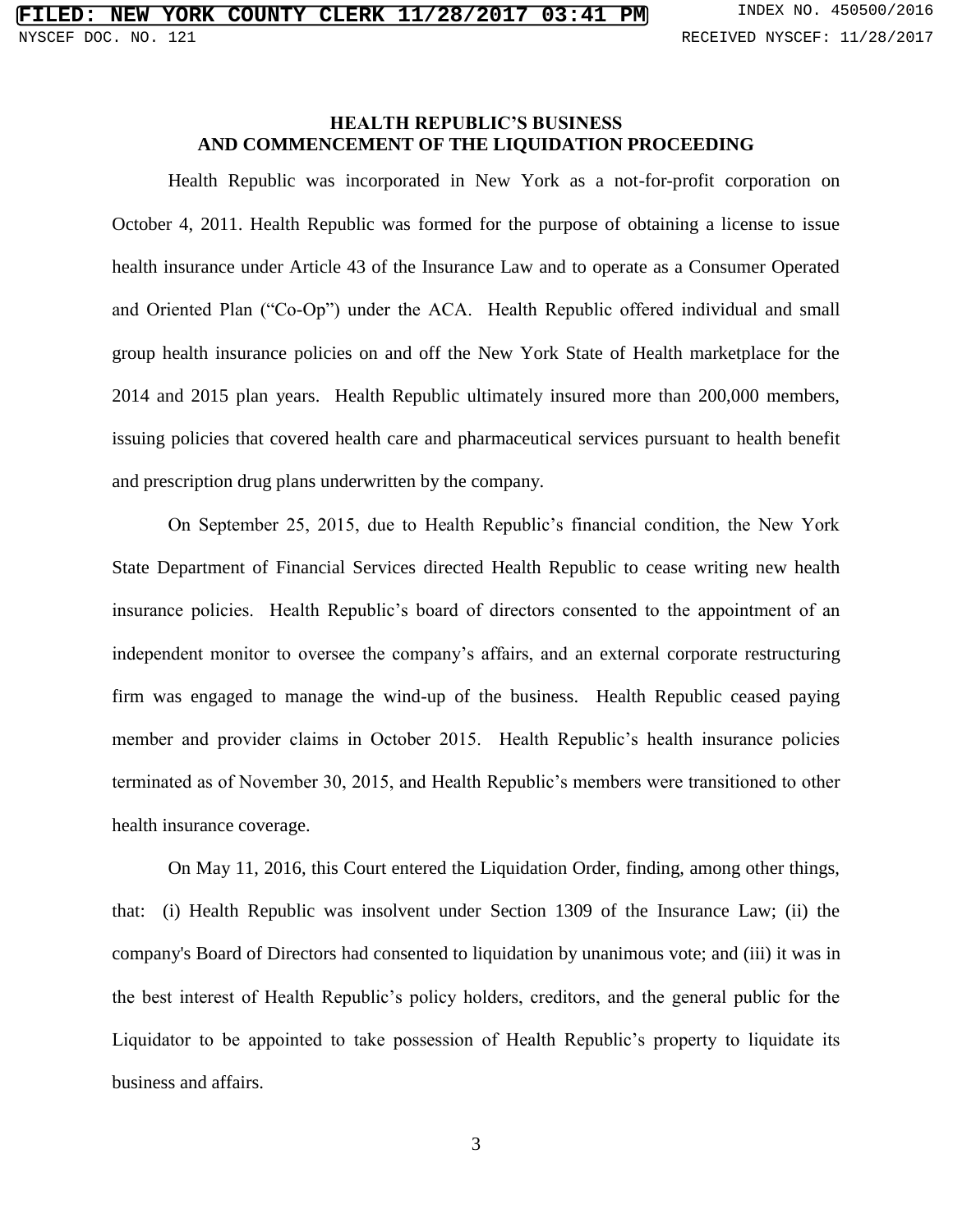## HEALTH REPUBLIC'S BUSINESS AND COMMENCEMENT OF THE LIQUIDATION PROCEEDING

Health Republic was incorporated in New York as a not-for-profit corporation on October 4, 2011. Health Republic was formed for the purpose of obtaining a license to issue health insurance under Article 43 of the Insurance Law and to operate as a Consumer Operated and Oriented Plan ("Co-Op") under the ACA. Health Republic offered individual and small group health insurance policies on and off the New York State of Health marketplace for the 2014 and 2015 plan years. Health Republic ultimately insured more than 200,000 members, issuing policies that covered health care and pharmaceutical services pursuant to health benefit and prescription drug plans underwritten by the company.

On September 25, 2015, due to Health Republic's financial condition, the New York State Department of Financial Services directed Health Republic to cease writing new health insurance policies. Health Republic's board of directors consented to the appointment of an independent monitor to oversee the company's affairs, and an external corporate restructuring firm was engaged to manage the wind-up of the business. Health Republic ceased paying member and provider claims in October 2015. Health Republic's health insurance policies terminated as of November 30, 2015, and Health Republic's members were transitioned to other health insurance coverage.

On May 11, 2016, this Court entered the Liquidation Order, finding, among other things, that: (i) Health Republic was insolvent under Section 1309 of the Insurance Law; (ii) the company's Board of Directors had consented to liquidation by unanimous vote; and (iii) it was in the best interest of Health Republic's policy holders, creditors, and the general public for the Liquidator to be appointed to take possession of Health Republic's property to liquidate its business and affairs.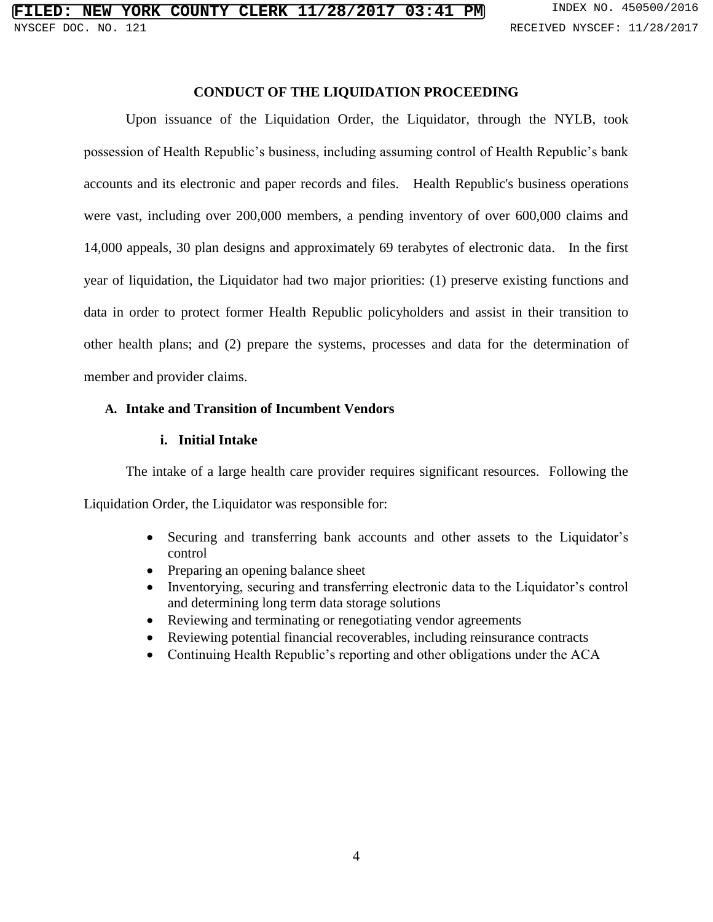## CONDUCT OF THE LIQUIDATION PROCEEDING

Upon issuance of the Liquidation Order, the Liquidator, through the NYLB, took possession of Health Republic's business, including assuming control of Health Republic's bank accounts and its electronic and paper records and files. Health Republic's business operations were vast, including over 200,000 members, a pending inventory of over 600,000 claims and 14,000 appeals, 30 plan designs and approximately 69 terabytes of electronic data. In the first year of liquidation, the Liquidator had two major priorities: (1) preserve existing functions and data in order to protect former Health Republic policyholders and assist in their transition to other health plans; and (2) prepare the systems, processes and data for the determination of member and provider claims.

### A. Intake and Transition of Incumbent Vendors

#### i. Initial Intake

The intake of a large health care provider requires significant resources. Following the Liquidation Order, the Liquidator was responsible for:

- Securing and transferring bank accounts and other assets to the Liquidator's control
- Preparing an opening balance sheet
- Inventorying, securing and transferring electronic data to the Liquidator's control and determining long term data storage solutions
- Reviewing and terminating or renegotiating vendor agreements
- Reviewing potential financial recoverables, including reinsurance contracts
- Continuing Health Republic's reporting and other obligations under the ACA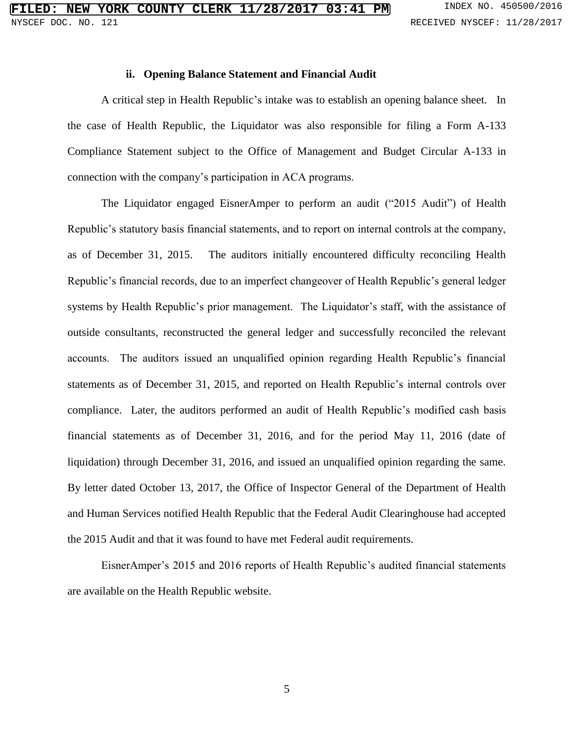### ii. Opening Balance Statement and Financial Audit

A critical step in Health Republic's intake was to establish an opening balance sheet. In the case of Health Republic, the Liquidator was also responsible for filing a Form A-133 Compliance Statement subject to the Office of Management and Budget Circular A-133 in connection with the company's participation in ACA programs.

The Liquidator engaged EisnerAmper to perform an audit ("2015 Audit") of Health Republic's statutory basis financial statements, and to report on internal controls at the company, as of December 31, 2015. The auditors initially encountered difficulty reconciling Health Republic's financial records, due to an imperfect changeover of Health Republic's general ledger systems by Health Republic's prior management. The Liquidator's staff, with the assistance of outside consultants, reconstructed the general ledger and successfully reconciled the relevant accounts. The auditors issued an unqualified opinion regarding Health Republic's financial statements as of December 31, 2015, and reported on Health Republic's internal controls over compliance. Later, the auditors performed an audit of Health Republic's modified cash basis financial statements as of December 31, 2016, and for the period May 11, 2016 (date of liquidation) through December 31, 2016, and issued an unqualified opinion regarding the same. By letter dated October 13, 2017, the Office of Inspector General of the Department of Health and Human Services notified Health Republic that the Federal Audit Clearinghouse had accepted the 2015 Audit and that it was found to have met Federal audit requirements.

EisnerAmper's 2015 and 2016 reports of Health Republic's audited financial statements are available on the Health Republic website.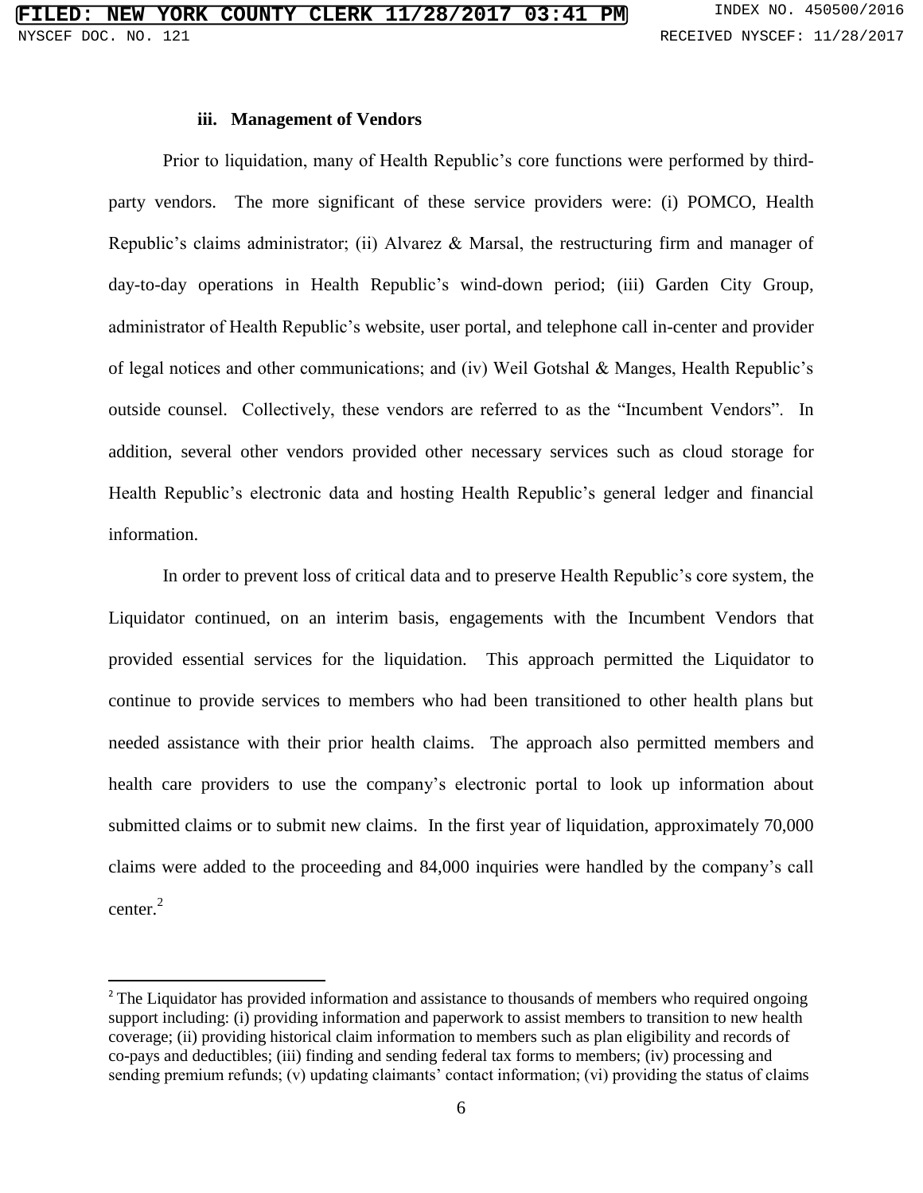### iii. Management of Vendors

Prior to liquidation, many of Health Republic's core functions were performed by third-party vendors. The more significant of these service providers were: (i) POMCO, Health Republic's claims administrator; (ii) Alvarez & Marsal, the restructuring firm and manager of day-to-day operations in Health Republic's wind-down period; (iii) Garden City Group, administrator of Health Republic's website, user portal, and telephone call in-center and provider of legal notices and other communications; and (iv) Weil Gotshal & Manges, Health Republic's outside counsel. Collectively, these vendors are referred to as the "Incumbent Vendors". In addition, several other vendors provided other necessary services such as cloud storage for Health Republic's electronic data and hosting Health Republic's general ledger and financial information.

In order to prevent loss of critical data and to preserve Health Republic's core system, the Liquidator continued, on an interim basis, engagements with the Incumbent Vendors that provided essential services for the liquidation. This approach permitted the Liquidator to continue to provide services to members who had been transitioned to other health plans but needed assistance with their prior health claims. The approach also permitted members and health care providers to use the company's electronic portal to look up information about submitted claims or to submit new claims. In the first year of liquidation, approximately 70,000 claims were added to the proceeding and 84,000 inquiries were handled by the company's call center.[2]

[2] The Liquidator has provided information and assistance to thousands of members who required ongoing support including: (i) providing information and paperwork to assist members to transition to new health coverage; (ii) providing historical claim information to members such as plan eligibility and records of co-pays and deductibles; (iii) finding and sending federal tax forms to members; (iv) processing and sending premium refunds; (v) updating claimants' contact information; (vi) providing the status of claims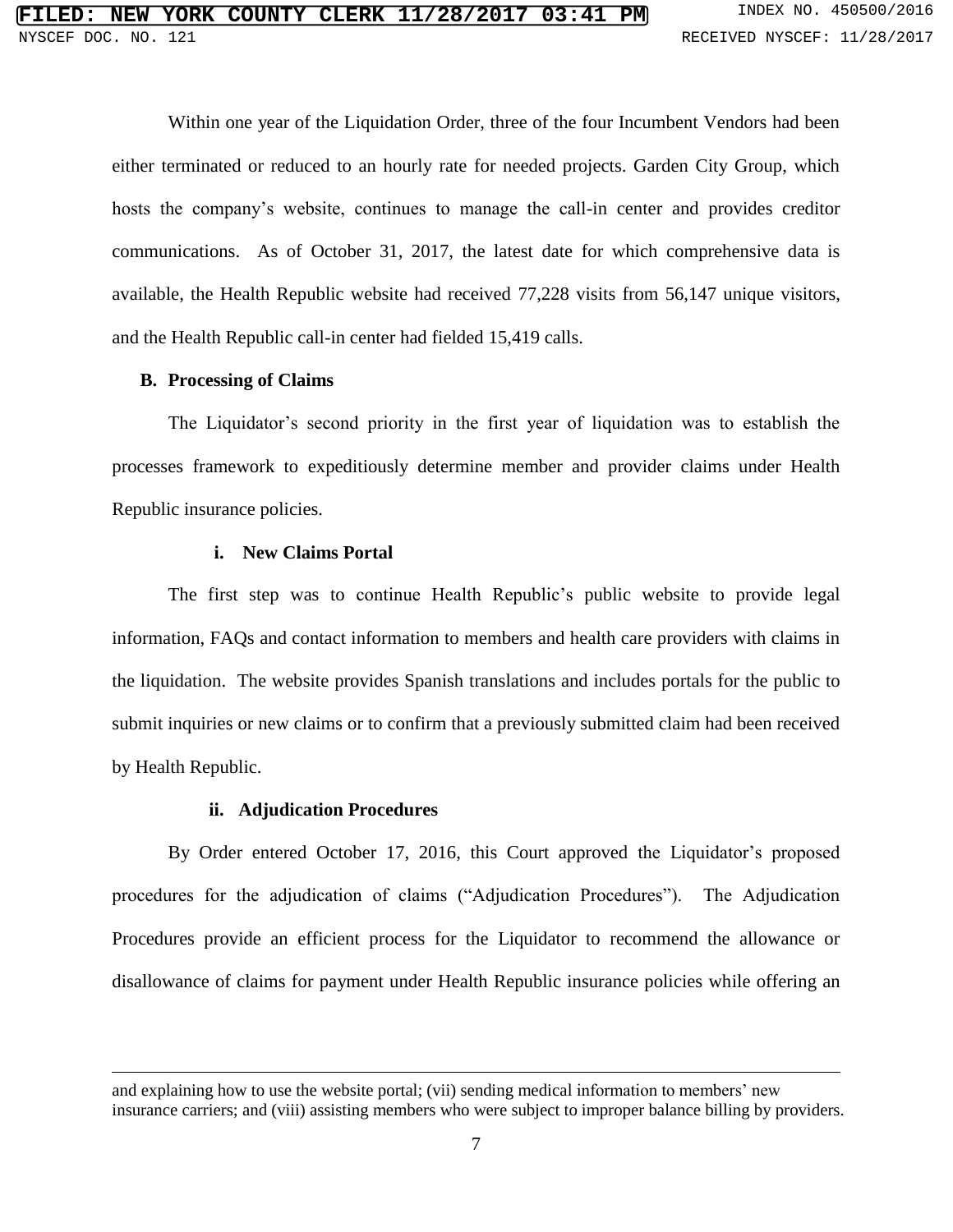Within one year of the Liquidation Order, three of the four Incumbent Vendors had been either terminated or reduced to an hourly rate for needed projects. Garden City Group, which hosts the company's website, continues to manage the call-in center and provides creditor communications. As of October 31, 2017, the latest date for which comprehensive data is available, the Health Republic website had received 77,228 visits from 56,147 unique visitors, and the Health Republic call-in center had fielded 15,419 calls.

**B. Processing of Claims**

The Liquidator's second priority in the first year of liquidation was to establish the processes framework to expeditiously determine member and provider claims under Health Republic insurance policies.

**i. New Claims Portal**

The first step was to continue Health Republic's public website to provide legal information, FAQs and contact information to members and health care providers with claims in the liquidation. The website provides Spanish translations and includes portals for the public to submit inquiries or new claims or to confirm that a previously submitted claim had been received by Health Republic.

**ii. Adjudication Procedures**

By Order entered October 17, 2016, this Court approved the Liquidator's proposed procedures for the adjudication of claims ("Adjudication Procedures"). The Adjudication Procedures provide an efficient process for the Liquidator to recommend the allowance or disallowance of claims for payment under Health Republic insurance policies while offering an

---

and explaining how to use the website portal; (vii) sending medical information to members' new insurance carriers; and (viii) assisting members who were subject to improper balance billing by providers.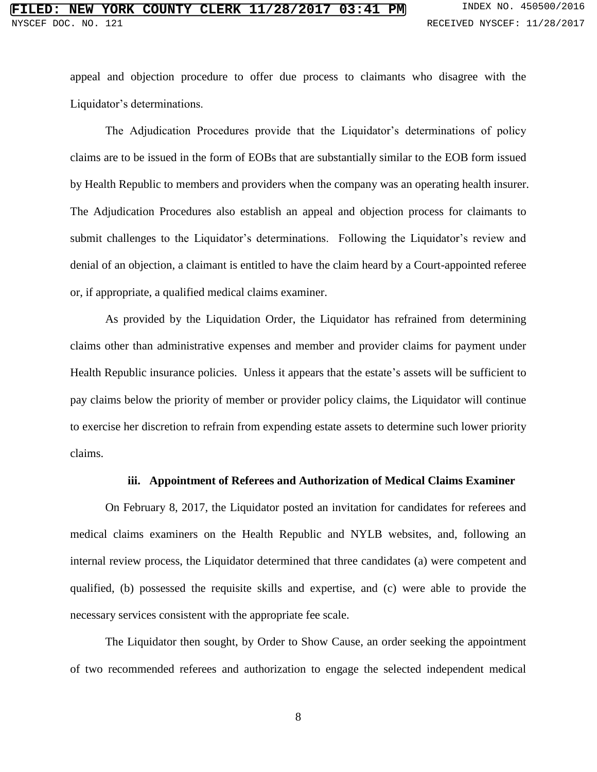appeal and objection procedure to offer due process to claimants who disagree with the Liquidator's determinations.

The Adjudication Procedures provide that the Liquidator's determinations of policy claims are to be issued in the form of EOBs that are substantially similar to the EOB form issued by Health Republic to members and providers when the company was an operating health insurer. The Adjudication Procedures also establish an appeal and objection process for claimants to submit challenges to the Liquidator's determinations. Following the Liquidator's review and denial of an objection, a claimant is entitled to have the claim heard by a Court-appointed referee or, if appropriate, a qualified medical claims examiner.

As provided by the Liquidation Order, the Liquidator has refrained from determining claims other than administrative expenses and member and provider claims for payment under Health Republic insurance policies. Unless it appears that the estate's assets will be sufficient to pay claims below the priority of member or provider policy claims, the Liquidator will continue to exercise her discretion to refrain from expending estate assets to determine such lower priority claims.

**iii. Appointment of Referees and Authorization of Medical Claims Examiner**

On February 8, 2017, the Liquidator posted an invitation for candidates for referees and medical claims examiners on the Health Republic and NYLB websites, and, following an internal review process, the Liquidator determined that three candidates (a) were competent and qualified, (b) possessed the requisite skills and expertise, and (c) were able to provide the necessary services consistent with the appropriate fee scale.

The Liquidator then sought, by Order to Show Cause, an order seeking the appointment of two recommended referees and authorization to engage the selected independent medical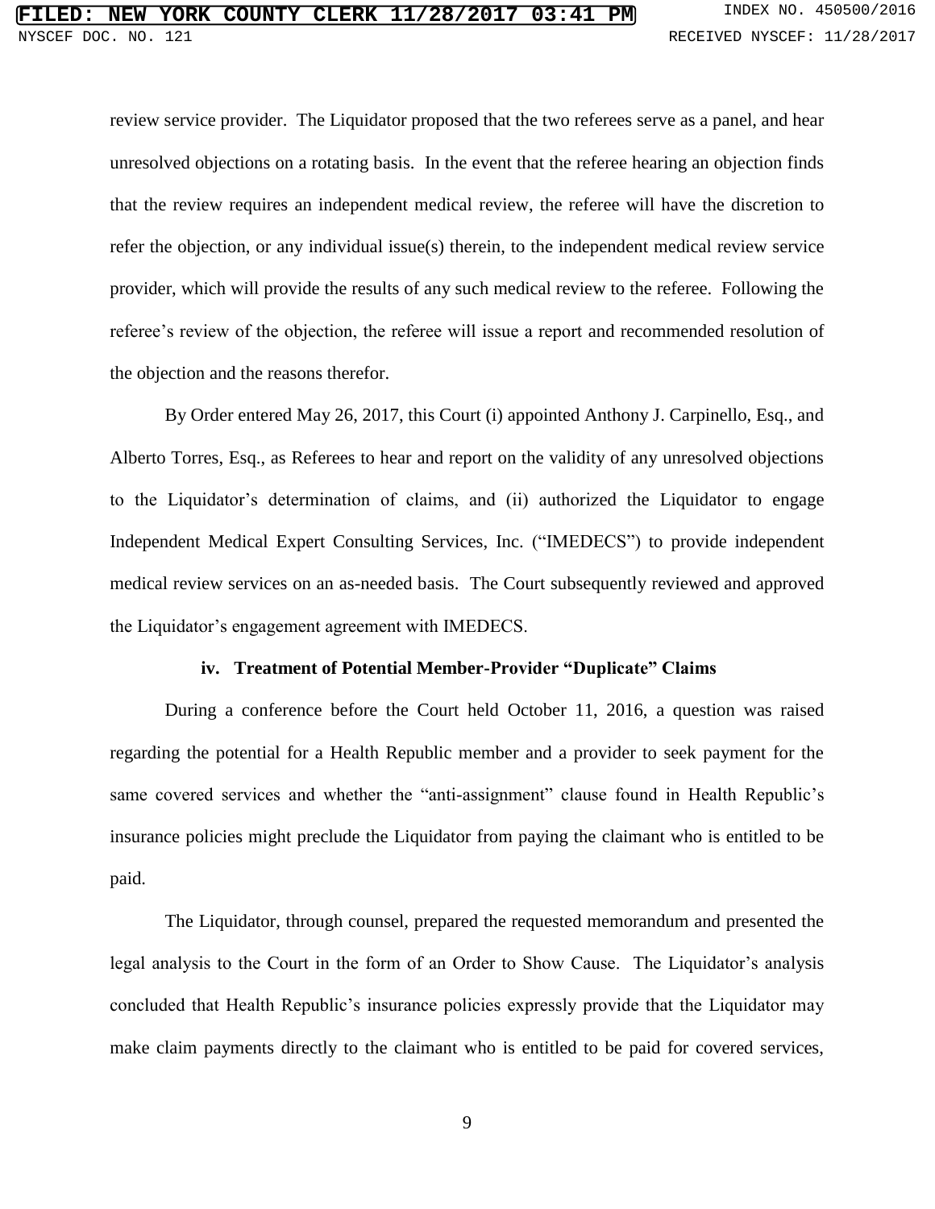review service provider. The Liquidator proposed that the two referees serve as a panel, and hear unresolved objections on a rotating basis. In the event that the referee hearing an objection finds that the review requires an independent medical review, the referee will have the discretion to refer the objection, or any individual issue(s) therein, to the independent medical review service provider, which will provide the results of any such medical review to the referee. Following the referee's review of the objection, the referee will issue a report and recommended resolution of the objection and the reasons therefor.

By Order entered May 26, 2017, this Court (i) appointed Anthony J. Carpinello, Esq., and Alberto Torres, Esq., as Referees to hear and report on the validity of any unresolved objections to the Liquidator's determination of claims, and (ii) authorized the Liquidator to engage Independent Medical Expert Consulting Services, Inc. ("IMEDECS") to provide independent medical review services on an as-needed basis. The Court subsequently reviewed and approved the Liquidator's engagement agreement with IMEDECS.

#### iv. Treatment of Potential Member-Provider "Duplicate" Claims

During a conference before the Court held October 11, 2016, a question was raised regarding the potential for a Health Republic member and a provider to seek payment for the same covered services and whether the "anti-assignment" clause found in Health Republic's insurance policies might preclude the Liquidator from paying the claimant who is entitled to be paid.

The Liquidator, through counsel, prepared the requested memorandum and presented the legal analysis to the Court in the form of an Order to Show Cause. The Liquidator's analysis concluded that Health Republic's insurance policies expressly provide that the Liquidator may make claim payments directly to the claimant who is entitled to be paid for covered services,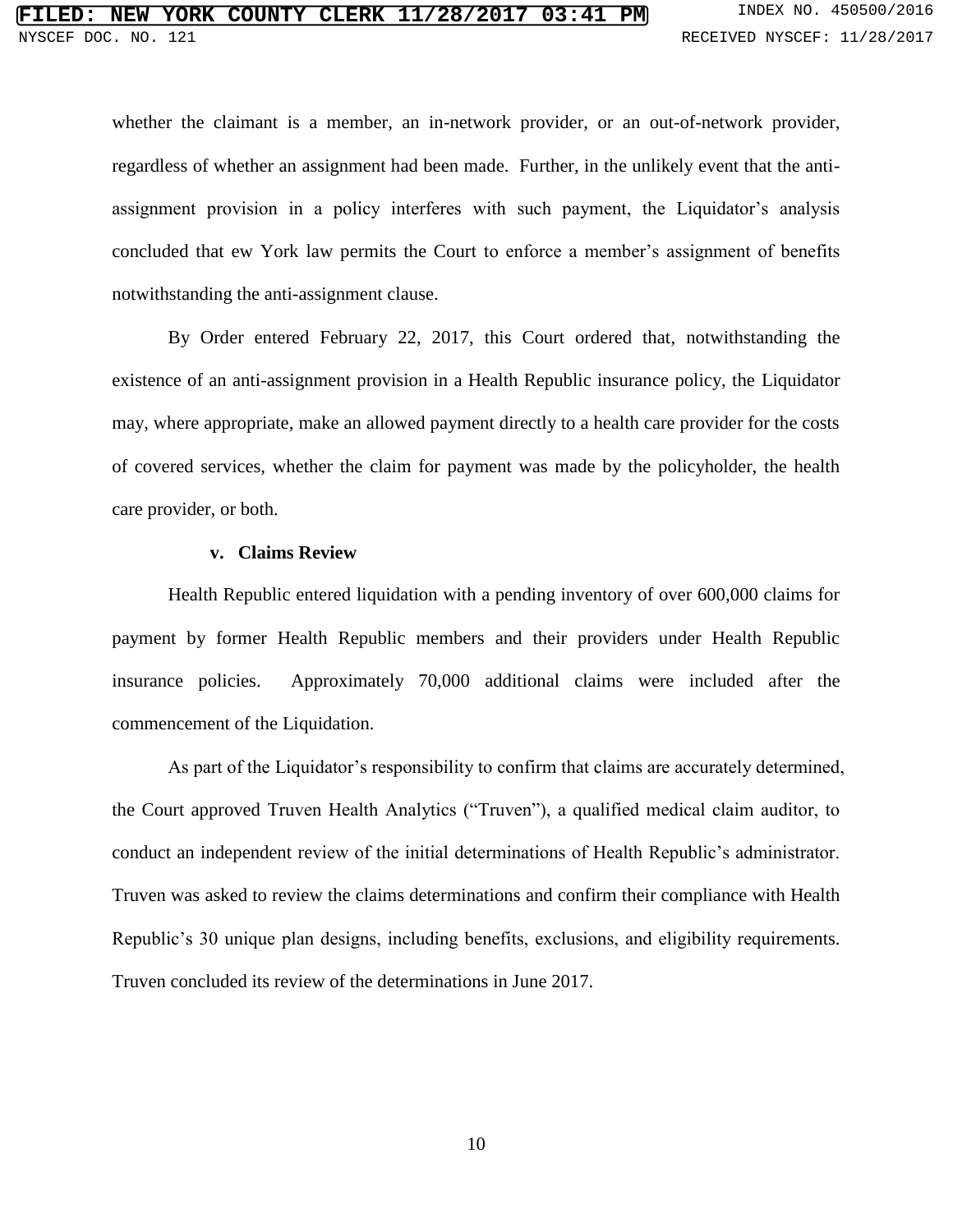whether the claimant is a member, an in-network provider, or an out-of-network provider, regardless of whether an assignment had been made. Further, in the unlikely event that the anti-assignment provision in a policy interferes with such payment, the Liquidator's analysis concluded that ew York law permits the Court to enforce a member's assignment of benefits notwithstanding the anti-assignment clause.

By Order entered February 22, 2017, this Court ordered that, notwithstanding the existence of an anti-assignment provision in a Health Republic insurance policy, the Liquidator may, where appropriate, make an allowed payment directly to a health care provider for the costs of covered services, whether the claim for payment was made by the policyholder, the health care provider, or both.

**v. Claims Review**

Health Republic entered liquidation with a pending inventory of over 600,000 claims for payment by former Health Republic members and their providers under Health Republic insurance policies. Approximately 70,000 additional claims were included after the commencement of the Liquidation.

As part of the Liquidator's responsibility to confirm that claims are accurately determined, the Court approved Truven Health Analytics ("Truven"), a qualified medical claim auditor, to conduct an independent review of the initial determinations of Health Republic's administrator. Truven was asked to review the claims determinations and confirm their compliance with Health Republic's 30 unique plan designs, including benefits, exclusions, and eligibility requirements. Truven concluded its review of the determinations in June 2017.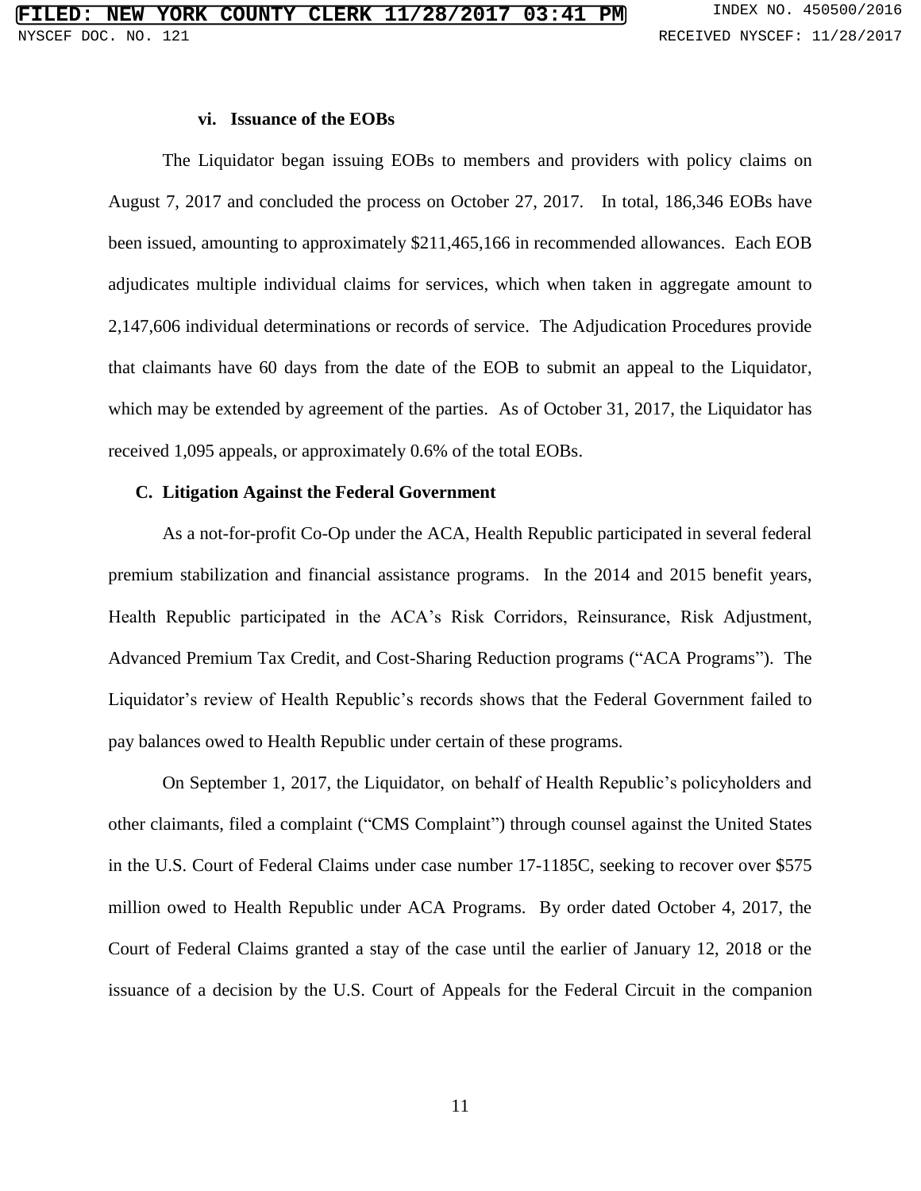#### vi. Issuance of the EOBs

The Liquidator began issuing EOBs to members and providers with policy claims on August 7, 2017 and concluded the process on October 27, 2017. In total, 186,346 EOBs have been issued, amounting to approximately $211,465,166 in recommended allowances. Each EOB adjudicates multiple individual claims for services, which when taken in aggregate amount to 2,147,606 individual determinations or records of service. The Adjudication Procedures provide that claimants have 60 days from the date of the EOB to submit an appeal to the Liquidator, which may be extended by agreement of the parties. As of October 31, 2017, the Liquidator has received 1,095 appeals, or approximately 0.6% of the total EOBs.

### C. Litigation Against the Federal Government

As a not-for-profit Co-Op under the ACA, Health Republic participated in several federal premium stabilization and financial assistance programs. In the 2014 and 2015 benefit years, Health Republic participated in the ACA's Risk Corridors, Reinsurance, Risk Adjustment, Advanced Premium Tax Credit, and Cost-Sharing Reduction programs ("ACA Programs"). The Liquidator's review of Health Republic's records shows that the Federal Government failed to pay balances owed to Health Republic under certain of these programs.

On September 1, 2017, the Liquidator, on behalf of Health Republic's policyholders and other claimants, filed a complaint ("CMS Complaint") through counsel against the United States in the U.S. Court of Federal Claims under case number 17-1185C, seeking to recover over $575 million owed to Health Republic under ACA Programs. By order dated October 4, 2017, the Court of Federal Claims granted a stay of the case until the earlier of January 12, 2018 or the issuance of a decision by the U.S. Court of Appeals for the Federal Circuit in the companion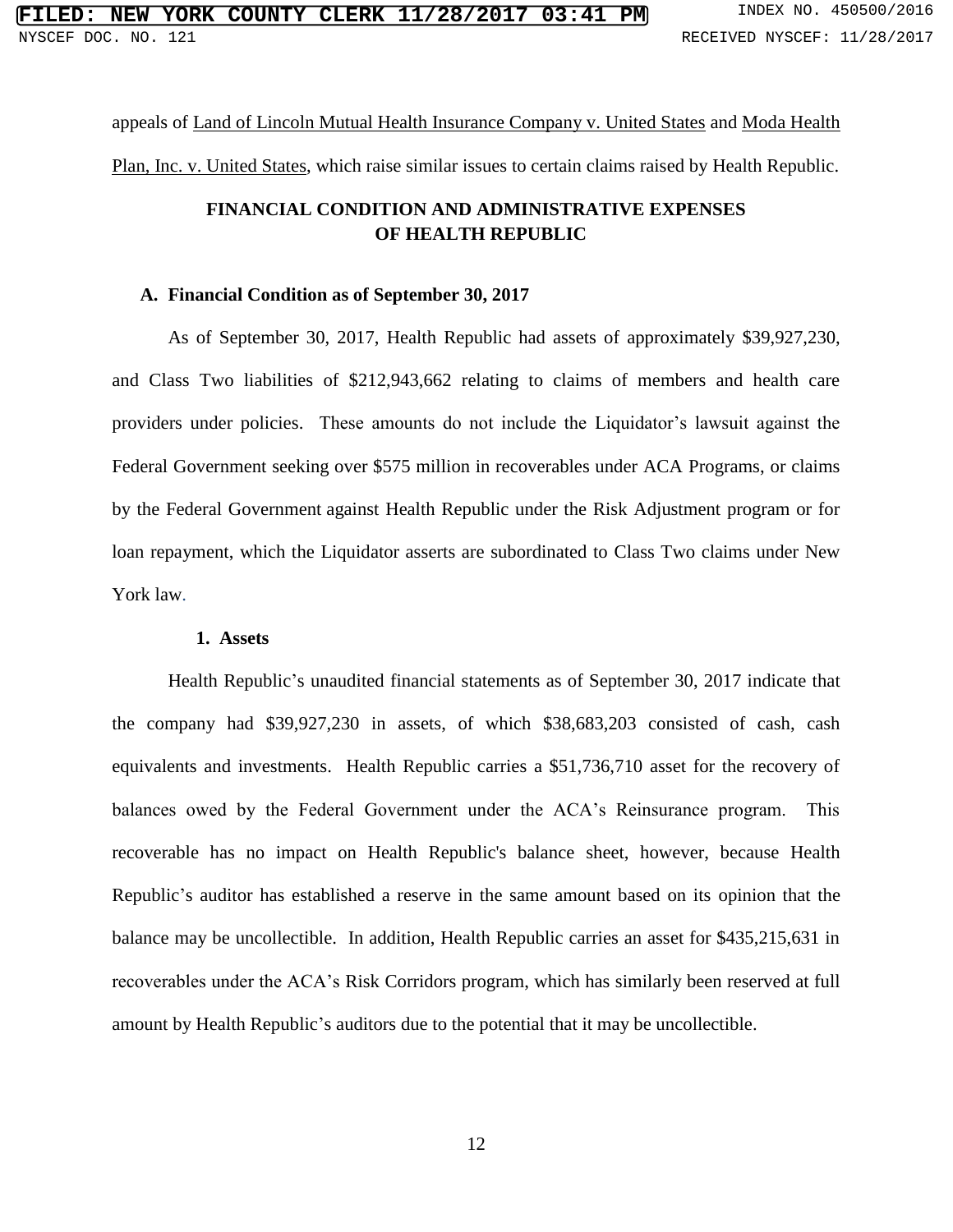appeals of Land of Lincoln Mutual Health Insurance Company v. United States and Moda Health Plan, Inc. v. United States, which raise similar issues to certain claims raised by Health Republic.

## FINANCIAL CONDITION AND ADMINISTRATIVE EXPENSES OF HEALTH REPUBLIC

### A. Financial Condition as of September 30, 2017

As of September 30, 2017, Health Republic had assets of approximately $39,927,230, and Class Two liabilities of $212,943,662 relating to claims of members and health care providers under policies. These amounts do not include the Liquidator's lawsuit against the Federal Government seeking over $575 million in recoverables under ACA Programs, or claims by the Federal Government against Health Republic under the Risk Adjustment program or for loan repayment, which the Liquidator asserts are subordinated to Class Two claims under New York law.

#### 1. Assets

Health Republic's unaudited financial statements as of September 30, 2017 indicate that the company had $39,927,230 in assets, of which $38,683,203 consisted of cash, cash equivalents and investments. Health Republic carries a $51,736,710 asset for the recovery of balances owed by the Federal Government under the ACA's Reinsurance program. This recoverable has no impact on Health Republic's balance sheet, however, because Health Republic's auditor has established a reserve in the same amount based on its opinion that the balance may be uncollectible. In addition, Health Republic carries an asset for $435,215,631 in recoverables under the ACA's Risk Corridors program, which has similarly been reserved at full amount by Health Republic's auditors due to the potential that it may be uncollectible.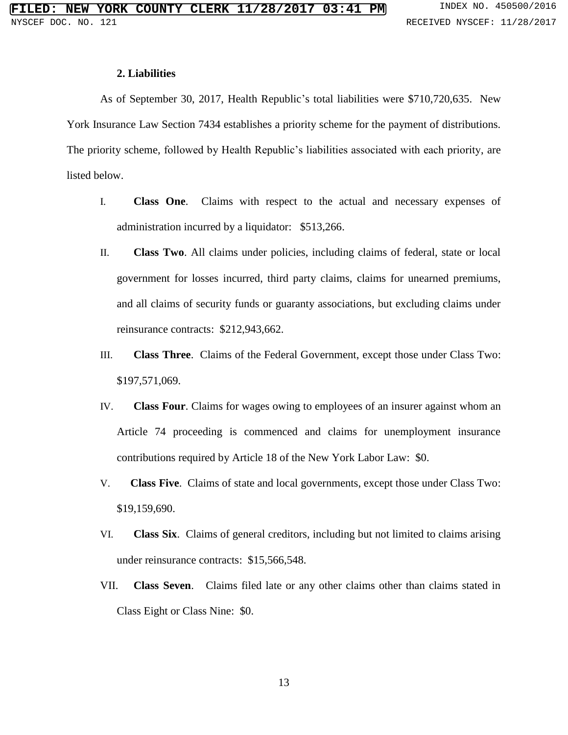**2. Liabilities**

As of September 30, 2017, Health Republic's total liabilities were $710,720,635. New York Insurance Law Section 7434 establishes a priority scheme for the payment of distributions. The priority scheme, followed by Health Republic's liabilities associated with each priority, are listed below.

I. **Class One**. Claims with respect to the actual and necessary expenses of administration incurred by a liquidator: $513,266.

II. **Class Two**. All claims under policies, including claims of federal, state or local government for losses incurred, third party claims, claims for unearned premiums, and all claims of security funds or guaranty associations, but excluding claims under reinsurance contracts: $212,943,662.

III. **Class Three**. Claims of the Federal Government, except those under Class Two: $197,571,069.

IV. **Class Four**. Claims for wages owing to employees of an insurer against whom an Article 74 proceeding is commenced and claims for unemployment insurance contributions required by Article 18 of the New York Labor Law: $0.

V. **Class Five**. Claims of state and local governments, except those under Class Two: $19,159,690.

VI. **Class Six**. Claims of general creditors, including but not limited to claims arising under reinsurance contracts: $15,566,548.

VII. **Class Seven**. Claims filed late or any other claims other than claims stated in Class Eight or Class Nine: $0.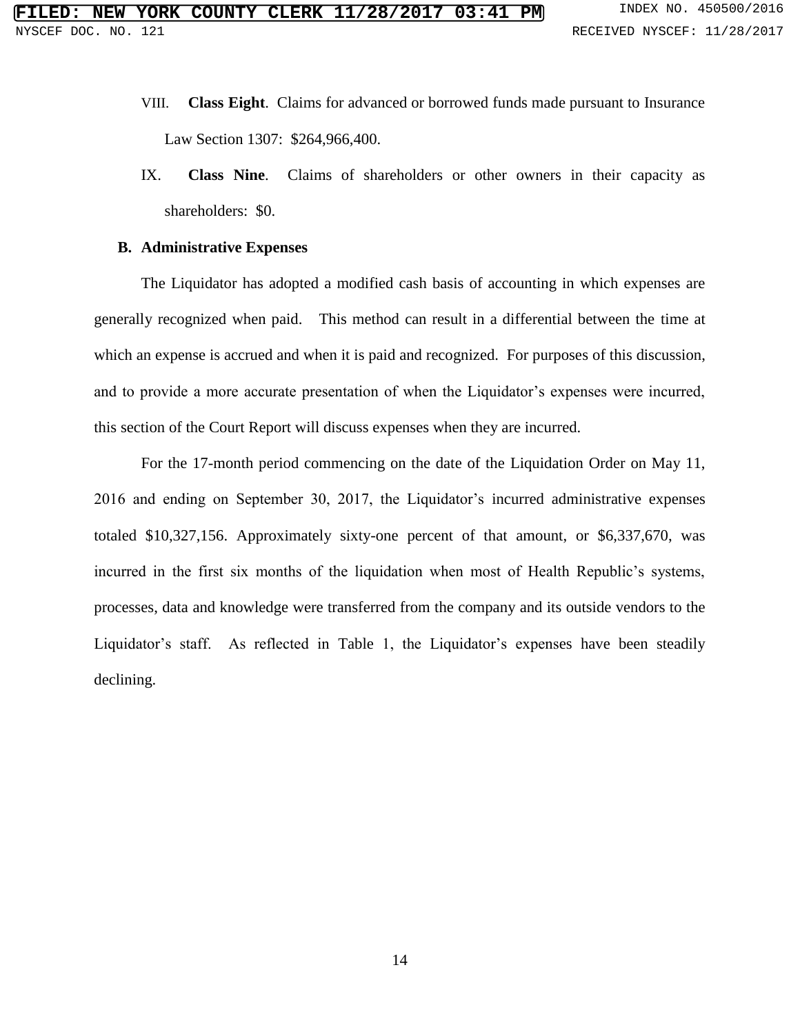VIII. **Class Eight**. Claims for advanced or borrowed funds made pursuant to Insurance Law Section 1307: $264,966,400.

IX. **Class Nine**. Claims of shareholders or other owners in their capacity as shareholders: $0.

**B. Administrative Expenses**

The Liquidator has adopted a modified cash basis of accounting in which expenses are generally recognized when paid. This method can result in a differential between the time at which an expense is accrued and when it is paid and recognized. For purposes of this discussion, and to provide a more accurate presentation of when the Liquidator's expenses were incurred, this section of the Court Report will discuss expenses when they are incurred.

For the 17-month period commencing on the date of the Liquidation Order on May 11, 2016 and ending on September 30, 2017, the Liquidator's incurred administrative expenses totaled $10,327,156. Approximately sixty-one percent of that amount, or $6,337,670, was incurred in the first six months of the liquidation when most of Health Republic's systems, processes, data and knowledge were transferred from the company and its outside vendors to the Liquidator's staff. As reflected in Table 1, the Liquidator's expenses have been steadily declining.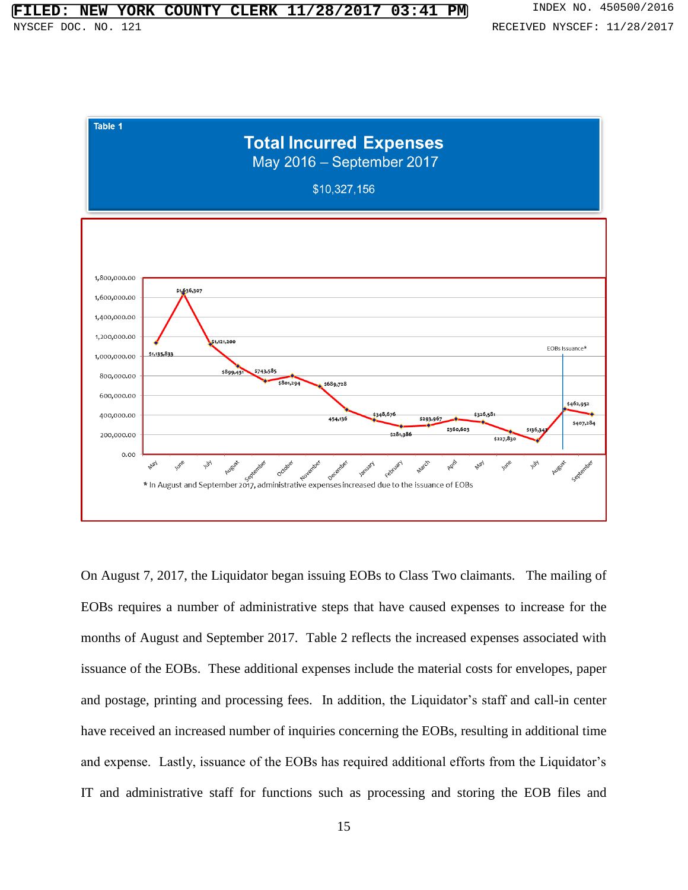Table 1

**Total Incurred Expenses**

May 2016 – September 2017

$10,327,156

| Month | Total Incurred Expenses |
|---|---|
| May | $1,135,833 |
| June | $1,636,307 |
| July | $1,121,200 |
| August | $899,451 |
| September | $743,585 |
| October | $801,294 |
| November | $689,728 |
| December | 454,136 |
| January | $348,676 |
| February | $281,386 |
| March | $293,967 |
| April | $360,603 |
| May | $326,581 |
| June | $227,830 |
| July | $136,347 |
| August | $462,952 |
| September | $407,284 |

EOBs Issuance*

* In August and September 2017, administrative expenses increased due to the issuance of EOBs

On August 7, 2017, the Liquidator began issuing EOBs to Class Two claimants. The mailing of EOBs requires a number of administrative steps that have caused expenses to increase for the months of August and September 2017. Table 2 reflects the increased expenses associated with issuance of the EOBs. These additional expenses include the material costs for envelopes, paper and postage, printing and processing fees. In addition, the Liquidator's staff and call-in center have received an increased number of inquiries concerning the EOBs, resulting in additional time and expense. Lastly, issuance of the EOBs has required additional efforts from the Liquidator's IT and administrative staff for functions such as processing and storing the EOB files and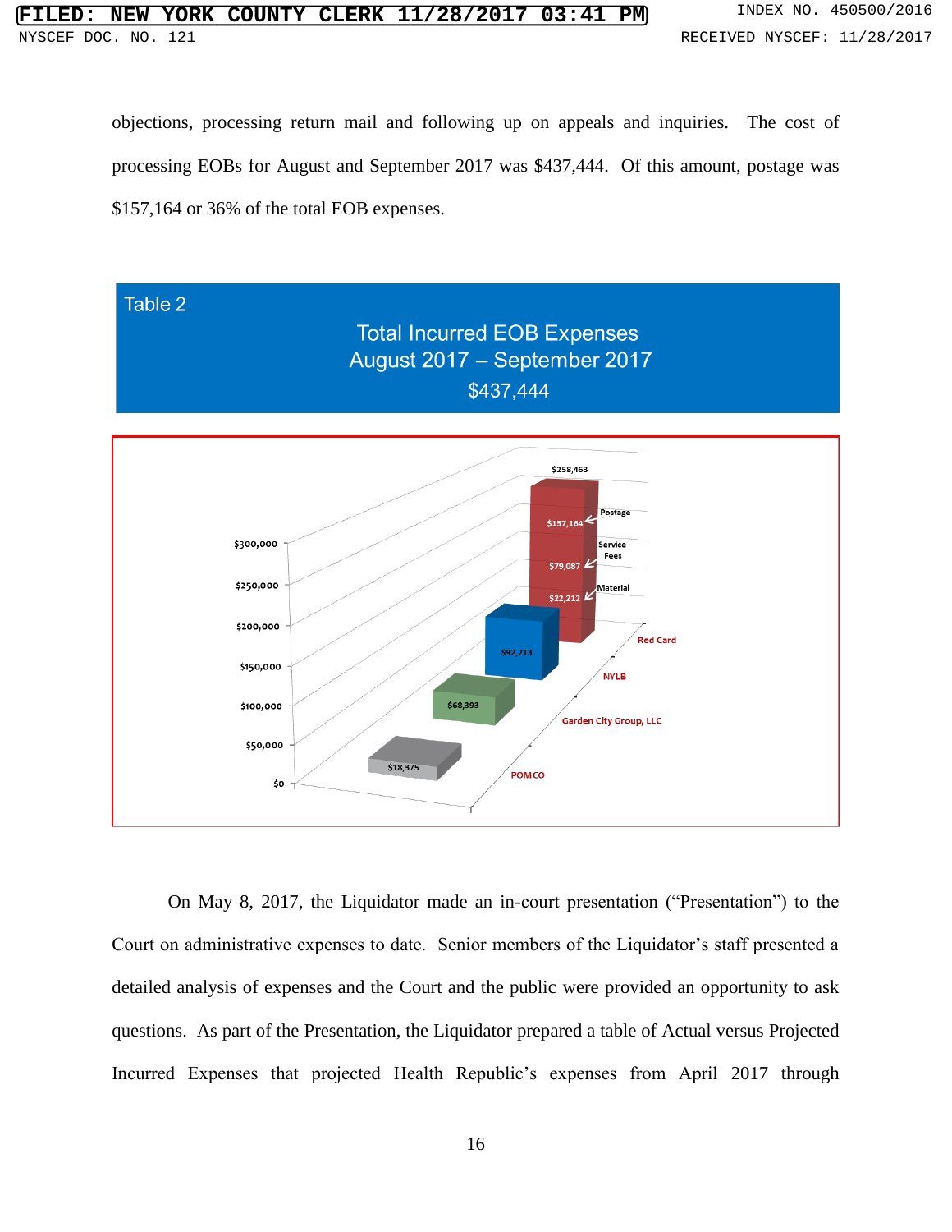objections, processing return mail and following up on appeals and inquiries. The cost of processing EOBs for August and September 2017 was $437,444. Of this amount, postage was $157,164 or 36% of the total EOB expenses.

Table 2

Total Incurred EOB Expenses
August 2017 – September 2017
$437,444

| Vendor | Amount |
|---|---|
| Red Card | $258,463 (Postage $157,164; Service Fees $79,087; Material $22,212) |
| NYLB | $92,213 |
| Garden City Group, LLC | $68,393 |
| POMCO | $18,375 |

On May 8, 2017, the Liquidator made an in-court presentation ("Presentation") to the Court on administrative expenses to date. Senior members of the Liquidator's staff presented a detailed analysis of expenses and the Court and the public were provided an opportunity to ask questions. As part of the Presentation, the Liquidator prepared a table of Actual versus Projected Incurred Expenses that projected Health Republic's expenses from April 2017 through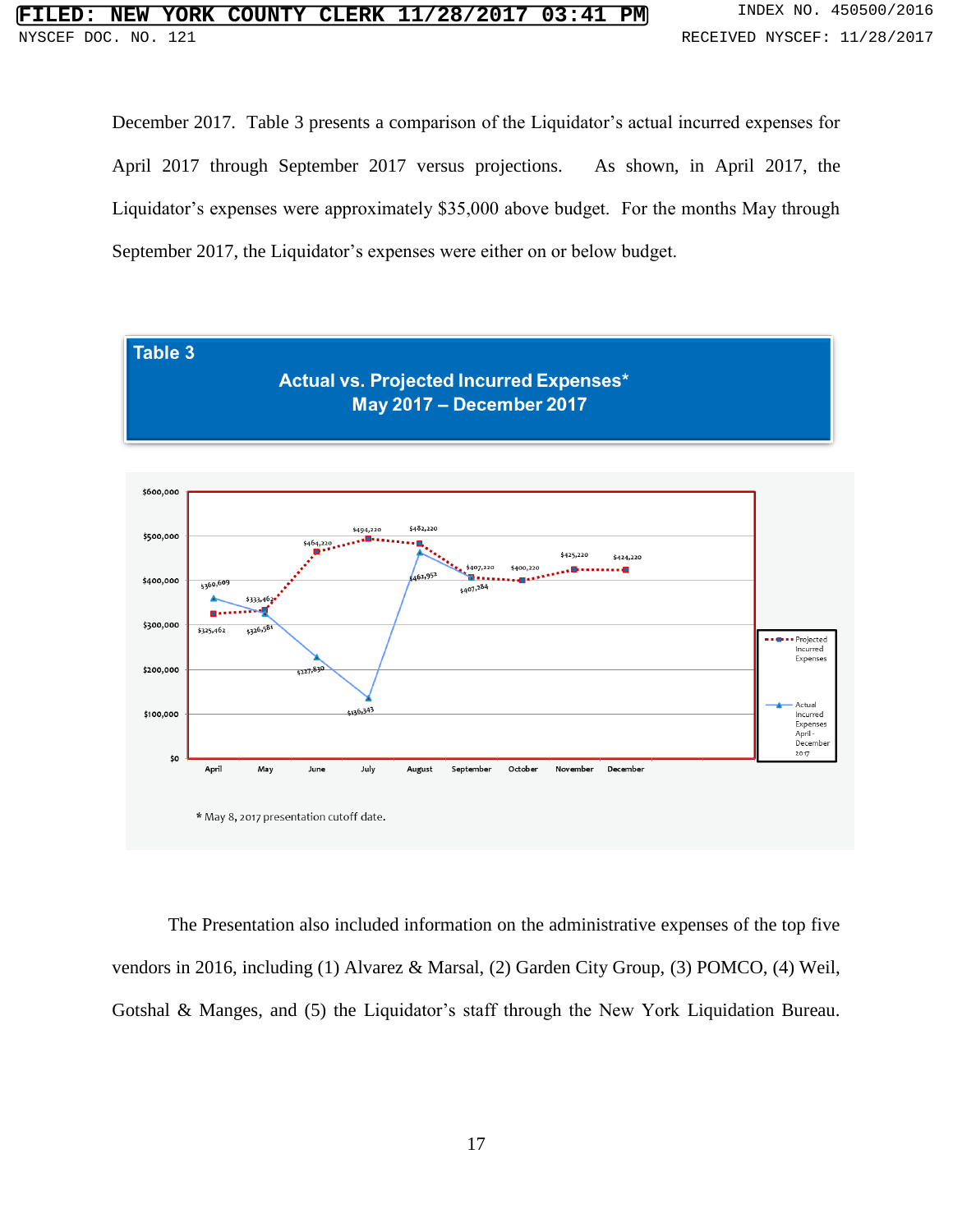December 2017. Table 3 presents a comparison of the Liquidator's actual incurred expenses for April 2017 through September 2017 versus projections. As shown, in April 2017, the Liquidator's expenses were approximately $35,000 above budget. For the months May through September 2017, the Liquidator's expenses were either on or below budget.

**Table 3**

**Actual vs. Projected Incurred Expenses***
**May 2017 – December 2017**

| Month | Projected Incurred Expenses | Actual Incurred Expenses April - December 2017 |
|---|---|---|
| April | $325,462 | $360,609 |
| May | $333,462 | $326,581 |
| June | $464,220 | $227,830 |
| July | $494,220 | $136,343 |
| August | $482,220 | $462,952 |
| September | $407,220 | $407,284 |
| October | $400,220 | |
| November | $425,220 | |
| December | $424,220 | |

\* May 8, 2017 presentation cutoff date.

The Presentation also included information on the administrative expenses of the top five vendors in 2016, including (1) Alvarez & Marsal, (2) Garden City Group, (3) POMCO, (4) Weil, Gotshal & Manges, and (5) the Liquidator's staff through the New York Liquidation Bureau.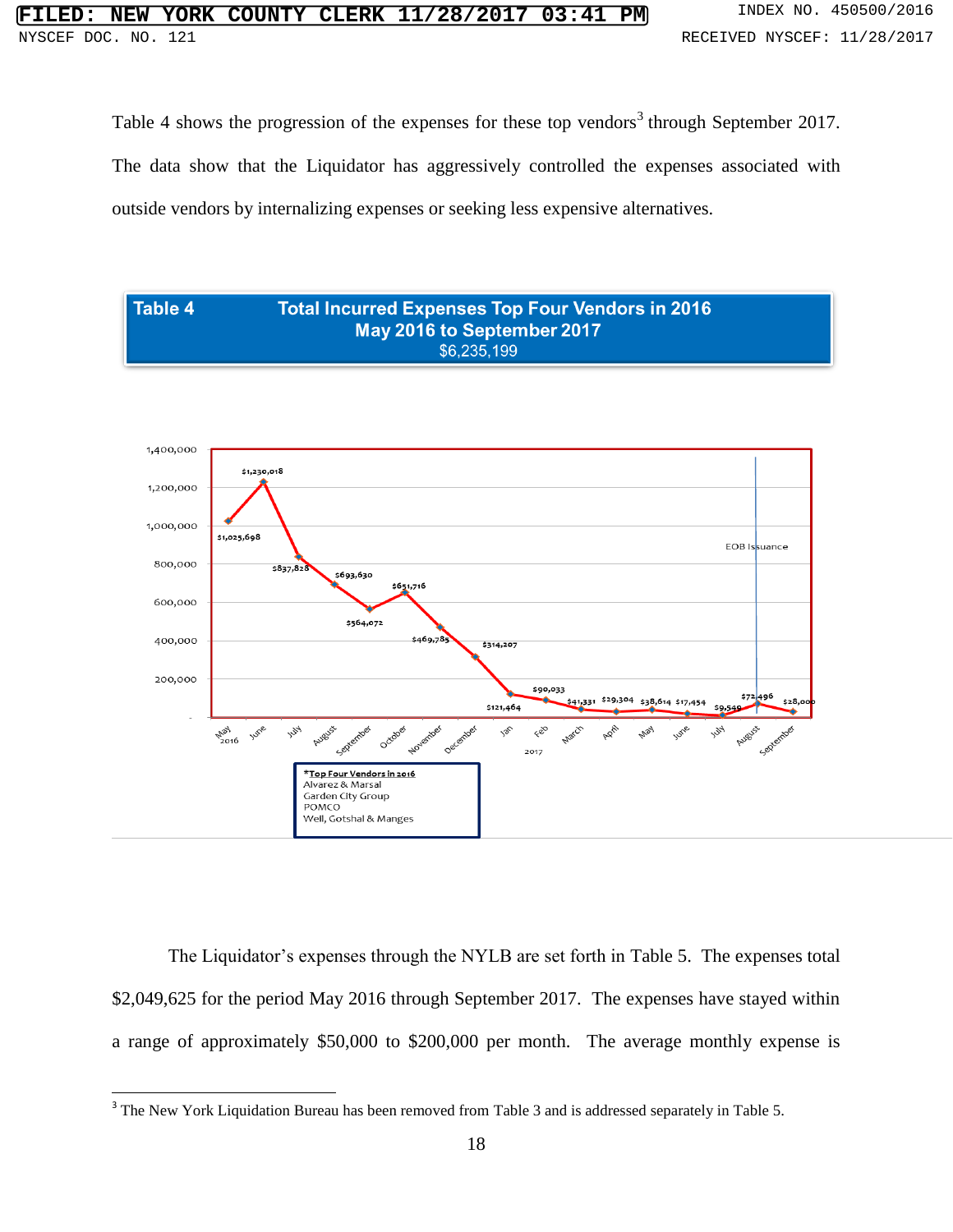Table 4 shows the progression of the expenses for these top vendors[3] through September 2017. The data show that the Liquidator has aggressively controlled the expenses associated with outside vendors by internalizing expenses or seeking less expensive alternatives.

**Table 4 — Total Incurred Expenses Top Four Vendors in 2016**
**May 2016 to September 2017**
**$6,235,199**

| Month | Expense |
|---|---|
| May 2016 | $1,025,698 |
| June | $1,230,018 |
| July | $837,828 |
| August | $693,630 |
| September | $564,072 |
| October | $651,716 |
| November | $469,785 |
| December | $314,207 |
| Jan 2017 | $121,464 |
| Feb | $90,033 |
| March | $41,331 |
| April | $29,304 |
| May | $38,614 |
| June | $17,454 |
| July | $9,549 |
| August | $72,496 |
| September | $28,000 |

EOB Issuance (August 2017)

*Top Four Vendors in 2016
- Alvarez & Marsal
- Garden City Group
- POMCO
- Weil, Gotshal & Manges

The Liquidator's expenses through the NYLB are set forth in Table 5. The expenses total $2,049,625 for the period May 2016 through September 2017. The expenses have stayed within a range of approximately $50,000 to $200,000 per month. The average monthly expense is

[3] The New York Liquidation Bureau has been removed from Table 3 and is addressed separately in Table 5.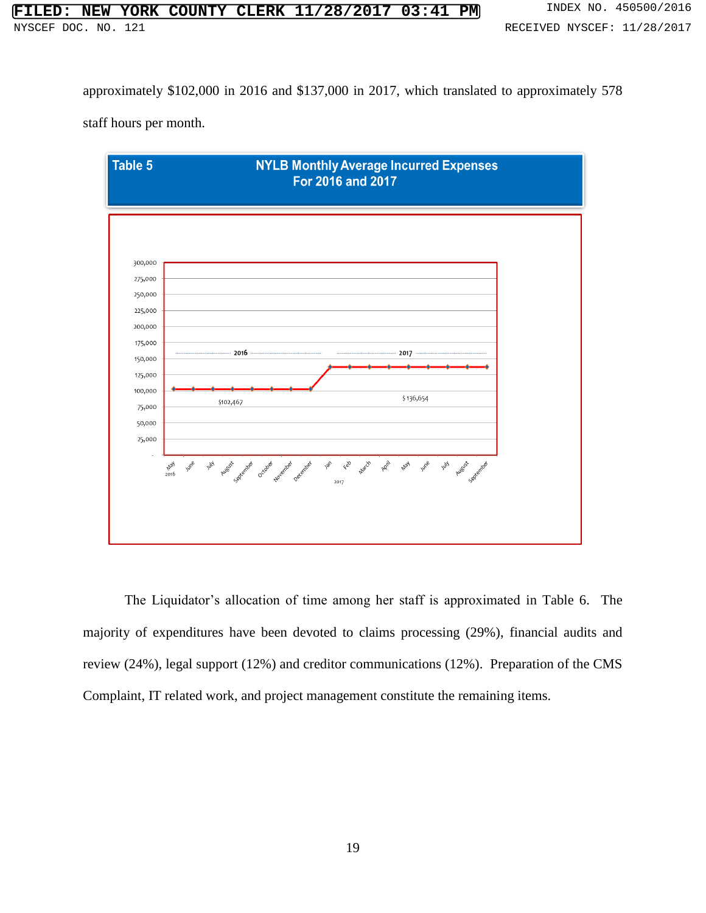approximately $102,000 in 2016 and $137,000 in 2017, which translated to approximately 578 staff hours per month.

**Table 5** **NYLB Monthly Average Incurred Expenses For 2016 and 2017**

The Liquidator's allocation of time among her staff is approximated in Table 6. The majority of expenditures have been devoted to claims processing (29%), financial audits and review (24%), legal support (12%) and creditor communications (12%). Preparation of the CMS Complaint, IT related work, and project management constitute the remaining items.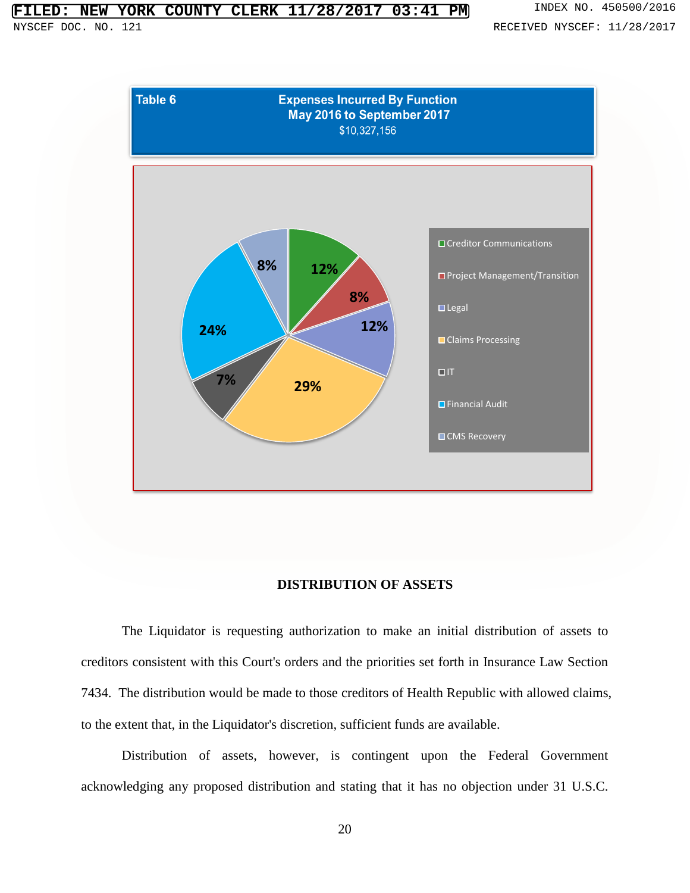**Table 6 — Expenses Incurred By Function**
**May 2016 to September 2017**
**$10,327,156**

| Function | Percentage |
| --- | --- |
| Creditor Communications | 12% |
| Project Management/Transition | 8% |
| Legal | 12% |
| Claims Processing | 29% |
| IT | 7% |
| Financial Audit | 24% |
| CMS Recovery | 8% |

## DISTRIBUTION OF ASSETS

The Liquidator is requesting authorization to make an initial distribution of assets to creditors consistent with this Court's orders and the priorities set forth in Insurance Law Section 7434. The distribution would be made to those creditors of Health Republic with allowed claims, to the extent that, in the Liquidator's discretion, sufficient funds are available.

Distribution of assets, however, is contingent upon the Federal Government acknowledging any proposed distribution and stating that it has no objection under 31 U.S.C.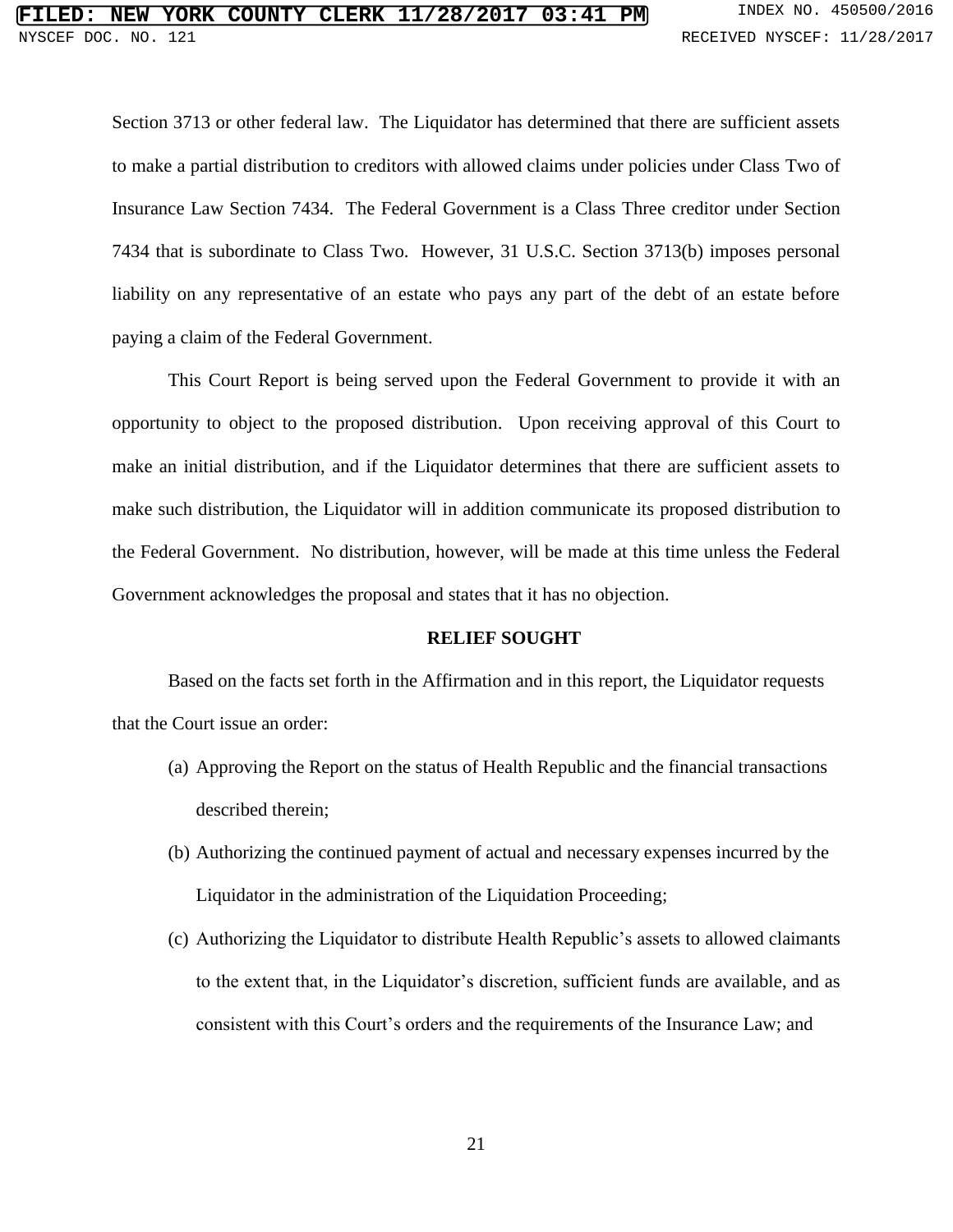Section 3713 or other federal law. The Liquidator has determined that there are sufficient assets to make a partial distribution to creditors with allowed claims under policies under Class Two of Insurance Law Section 7434. The Federal Government is a Class Three creditor under Section 7434 that is subordinate to Class Two. However, 31 U.S.C. Section 3713(b) imposes personal liability on any representative of an estate who pays any part of the debt of an estate before paying a claim of the Federal Government.

This Court Report is being served upon the Federal Government to provide it with an opportunity to object to the proposed distribution. Upon receiving approval of this Court to make an initial distribution, and if the Liquidator determines that there are sufficient assets to make such distribution, the Liquidator will in addition communicate its proposed distribution to the Federal Government. No distribution, however, will be made at this time unless the Federal Government acknowledges the proposal and states that it has no objection.

**RELIEF SOUGHT**

Based on the facts set forth in the Affirmation and in this report, the Liquidator requests that the Court issue an order:

(a) Approving the Report on the status of Health Republic and the financial transactions described therein;

(b) Authorizing the continued payment of actual and necessary expenses incurred by the Liquidator in the administration of the Liquidation Proceeding;

(c) Authorizing the Liquidator to distribute Health Republic's assets to allowed claimants to the extent that, in the Liquidator's discretion, sufficient funds are available, and as consistent with this Court's orders and the requirements of the Insurance Law; and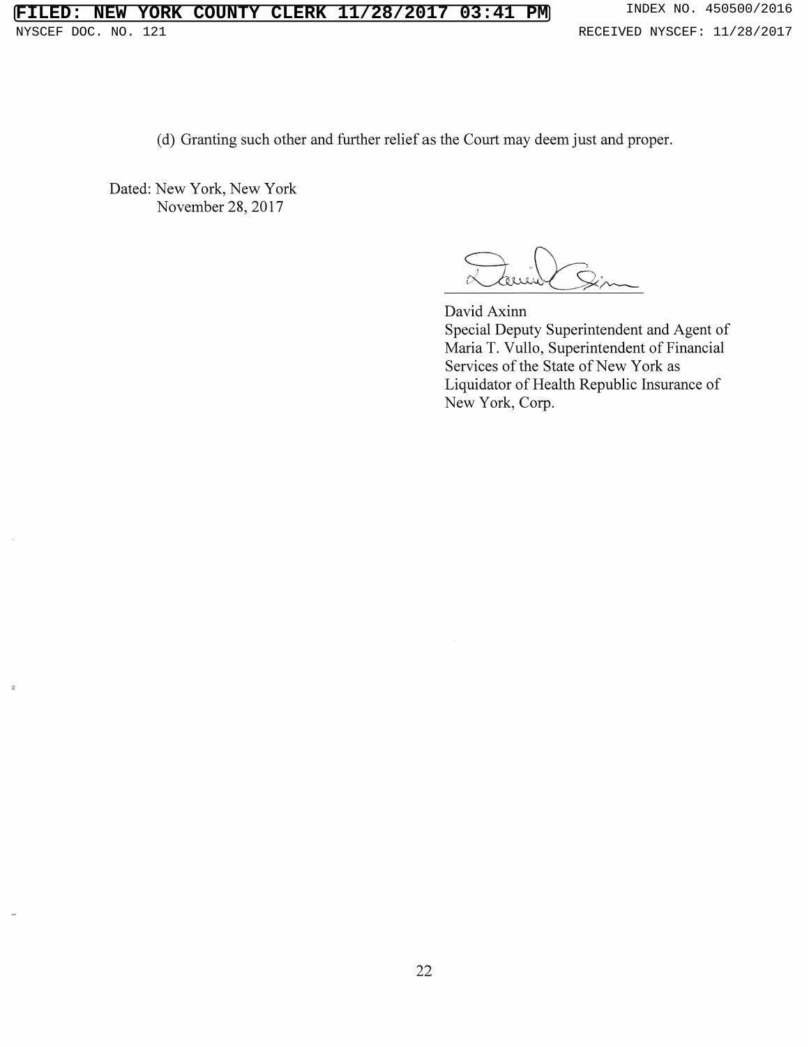(d) Granting such other and further relief as the Court may deem just and proper.

Dated: New York, New York
November 28, 2017

David Axinn
Special Deputy Superintendent and Agent of Maria T. Vullo, Superintendent of Financial Services of the State of New York as Liquidator of Health Republic Insurance of New York, Corp.